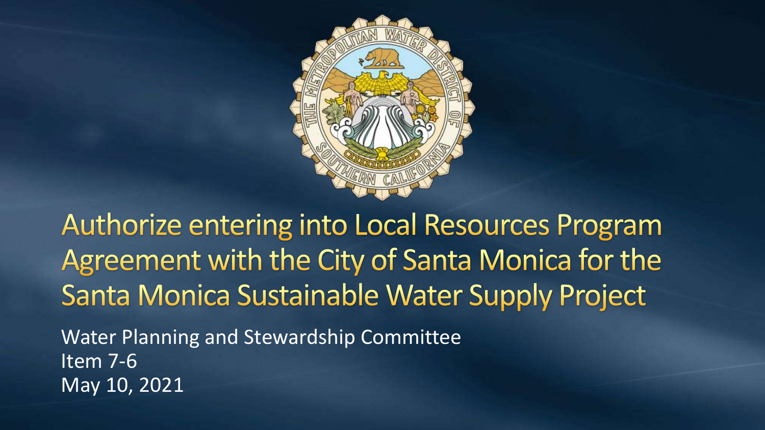# Authorize entering into Local Resources Program Agreement with the City of Santa Monica for the Santa Monica Sustainable Water Supply Project

Water Planning and Stewardship Committee
Item 7-6
May 10, 2021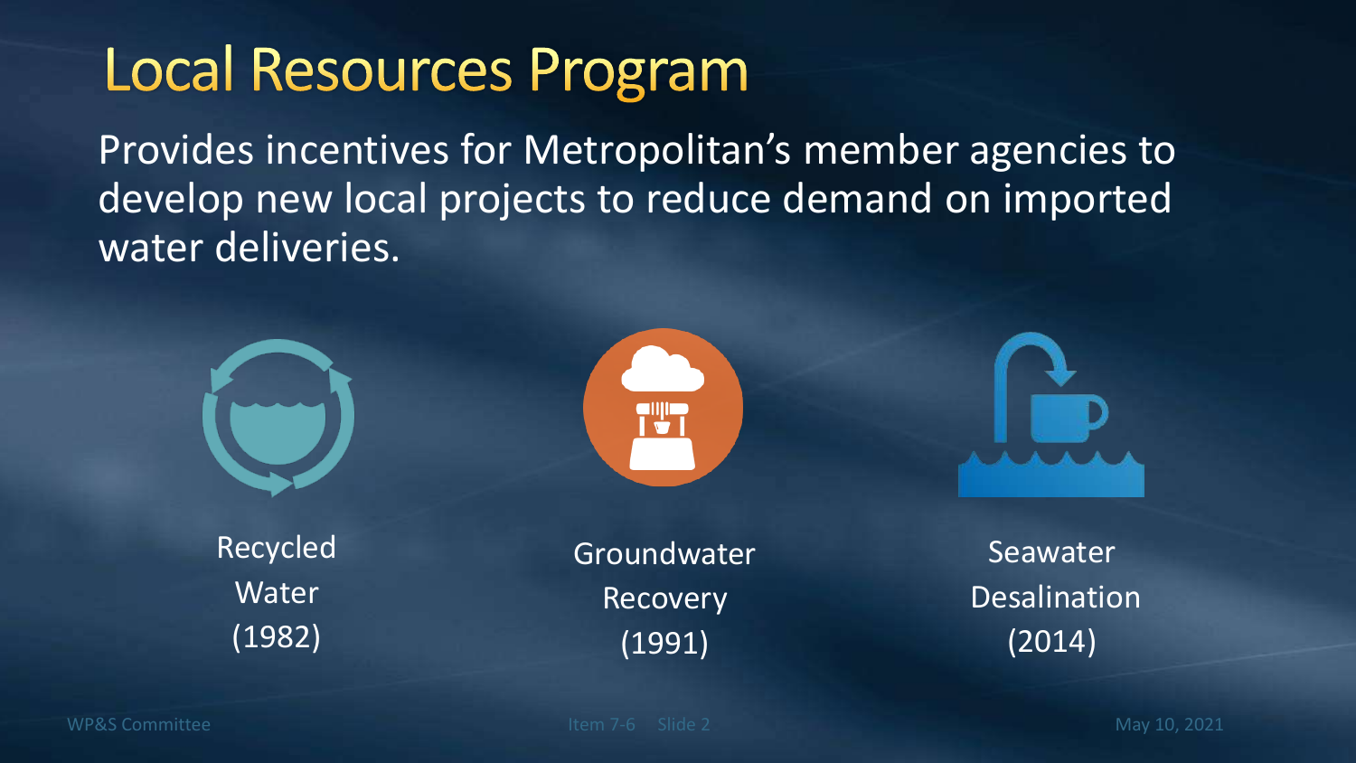# Local Resources Program

Provides incentives for Metropolitan's member agencies to develop new local projects to reduce demand on imported water deliveries.

Recycled Water (1982)

Groundwater Recovery (1991)

Seawater Desalination (2014)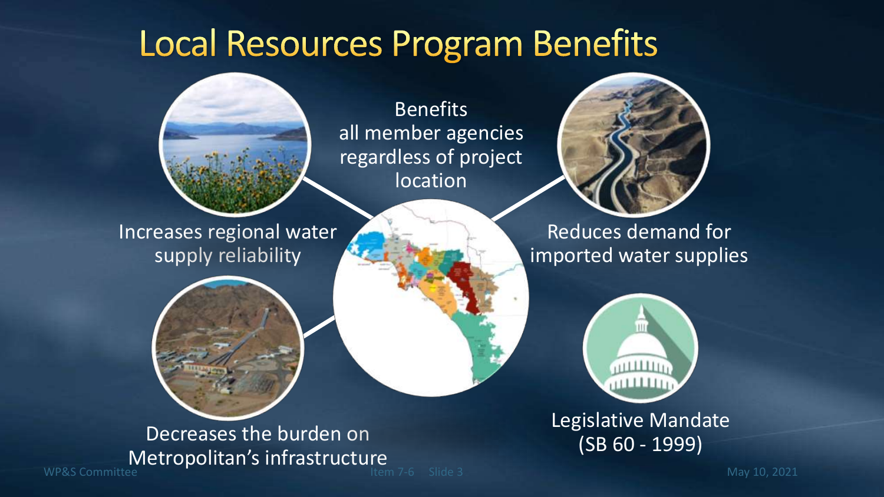# Local Resources Program Benefits

Benefits all member agencies regardless of project location

Increases regional water supply reliability

Reduces demand for imported water supplies

Decreases the burden on Metropolitan's infrastructure

Legislative Mandate (SB 60 - 1999)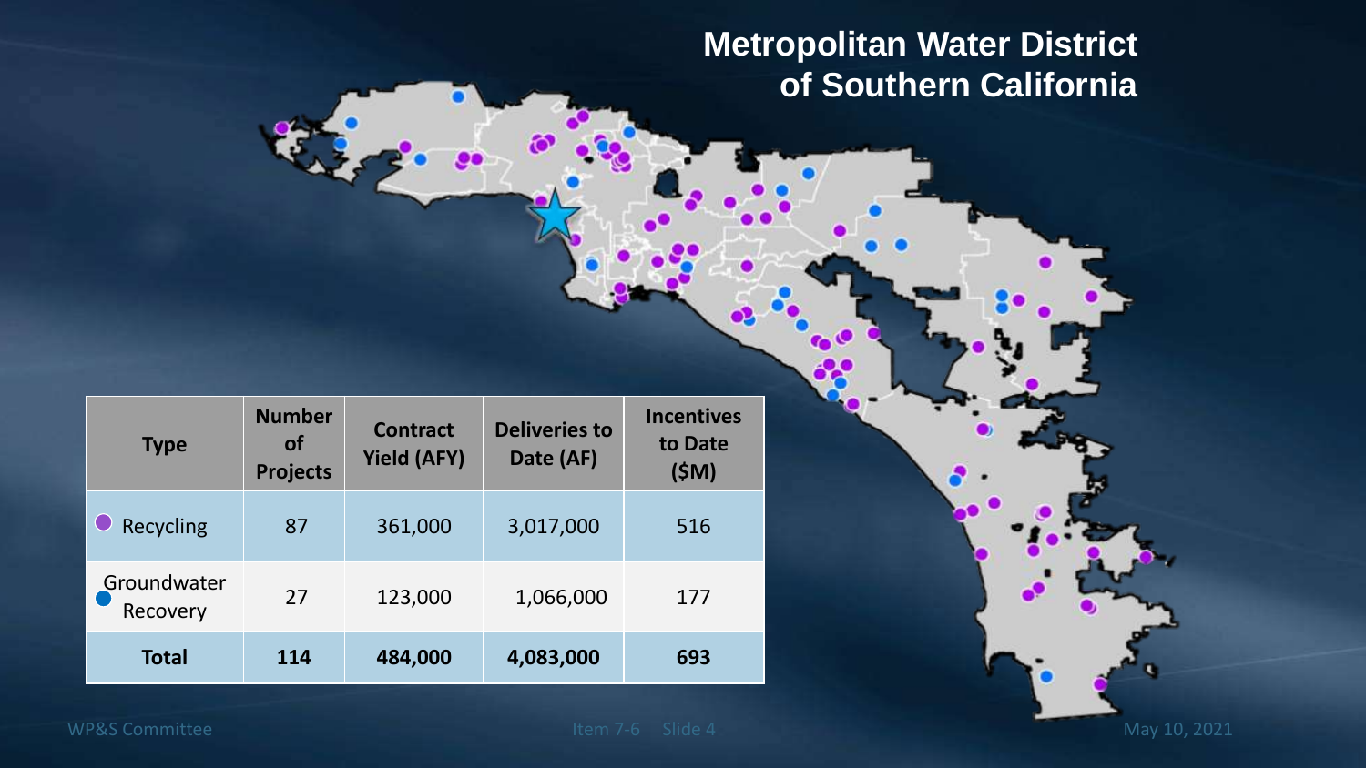# Metropolitan Water District of Southern California

| Type | Number of Projects | Contract Yield (AFY) | Deliveries to Date (AF) | Incentives to Date ($M) |
|---|---|---|---|---|
| Recycling | 87 | 361,000 | 3,017,000 | 516 |
| Groundwater Recovery | 27 | 123,000 | 1,066,000 | 177 |
| **Total** | **114** | **484,000** | **4,083,000** | **693** |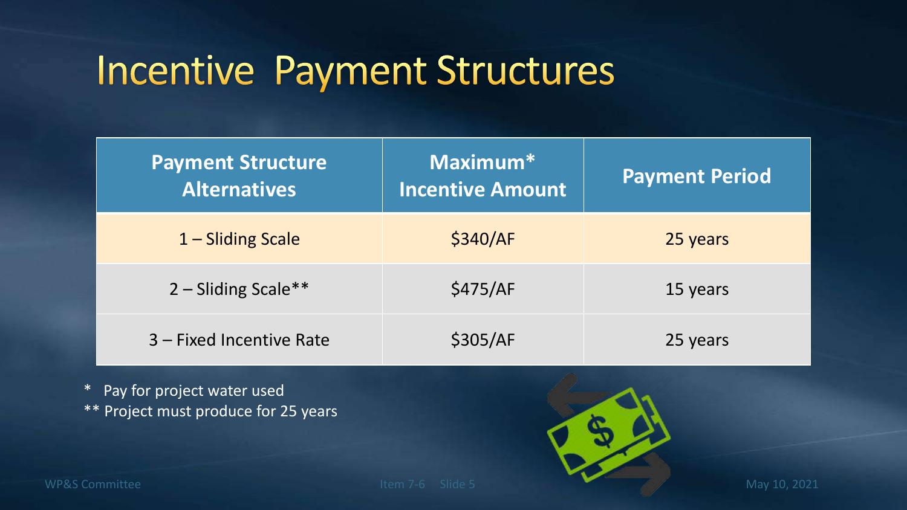# Incentive Payment Structures

| Payment Structure Alternatives | Maximum* Incentive Amount | Payment Period |
|---|---|---|
| 1 – Sliding Scale | $340/AF | 25 years |
| 2 – Sliding Scale** | $475/AF | 15 years |
| 3 – Fixed Incentive Rate | $305/AF | 25 years |

\* Pay for project water used

** Project must produce for 25 years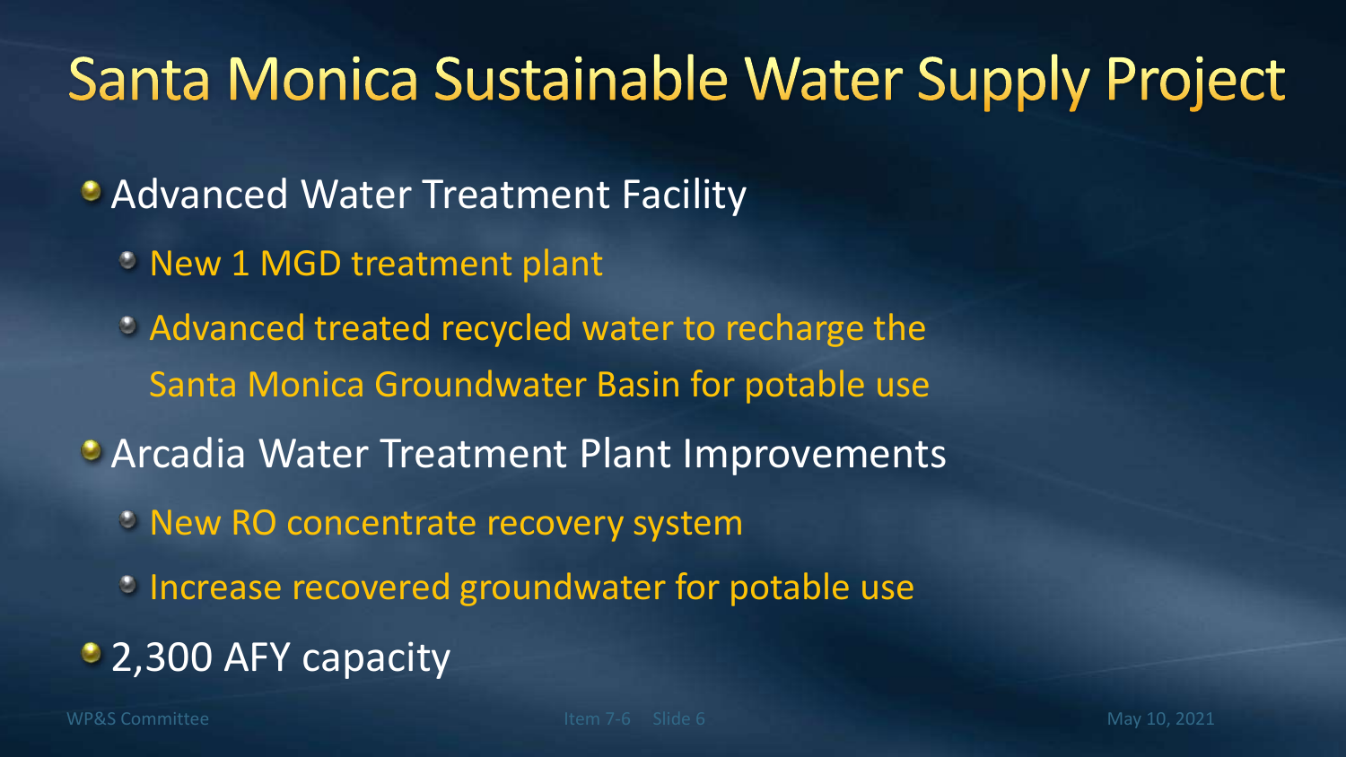# Santa Monica Sustainable Water Supply Project

- Advanced Water Treatment Facility
  - New 1 MGD treatment plant
  - Advanced treated recycled water to recharge the Santa Monica Groundwater Basin for potable use
- Arcadia Water Treatment Plant Improvements
  - New RO concentrate recovery system
  - Increase recovered groundwater for potable use
- 2,300 AFY capacity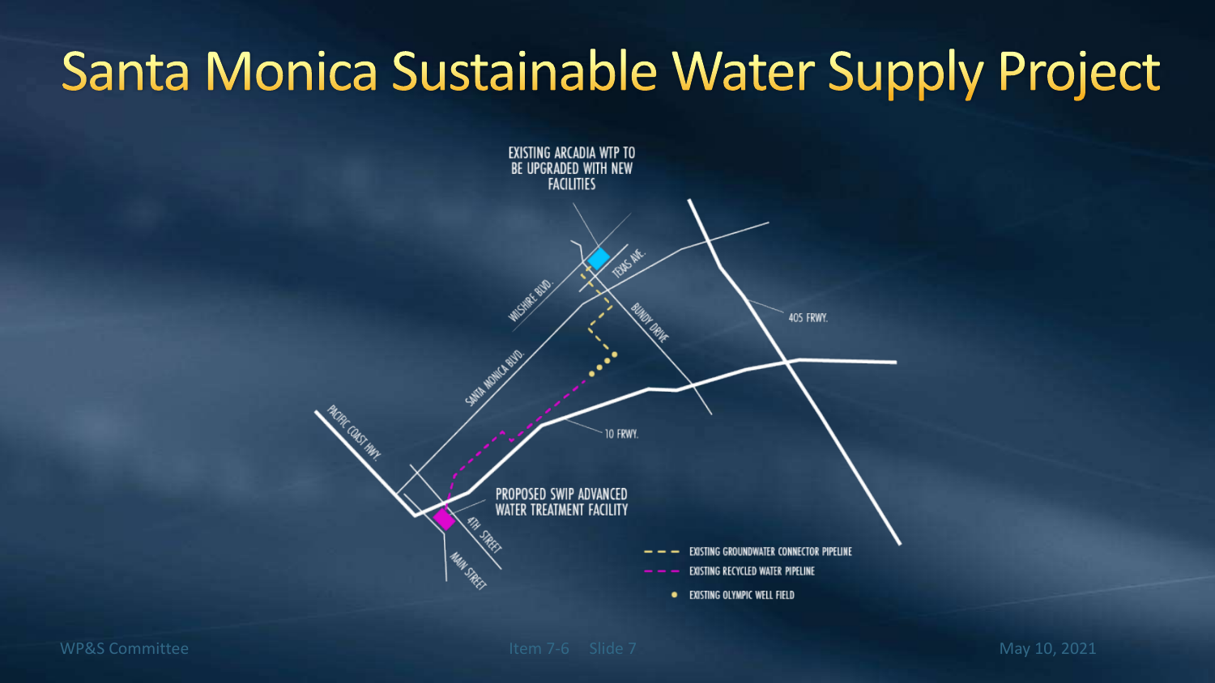# Santa Monica Sustainable Water Supply Project

EXISTING ARCADIA WTP TO BE UPGRADED WITH NEW FACILITIES

WILSHIRE BLVD.

TEXAS AVE.

BUNDY DRIVE

SANTA MONICA BLVD.

405 FRWY.

10 FRWY.

PACIFIC COAST HWY.

PROPOSED SWIP ADVANCED WATER TREATMENT FACILITY

4TH STREET

MAIN STREET

- EXISTING GROUNDWATER CONNECTOR PIPELINE
- EXISTING RECYCLED WATER PIPELINE
- EXISTING OLYMPIC WELL FIELD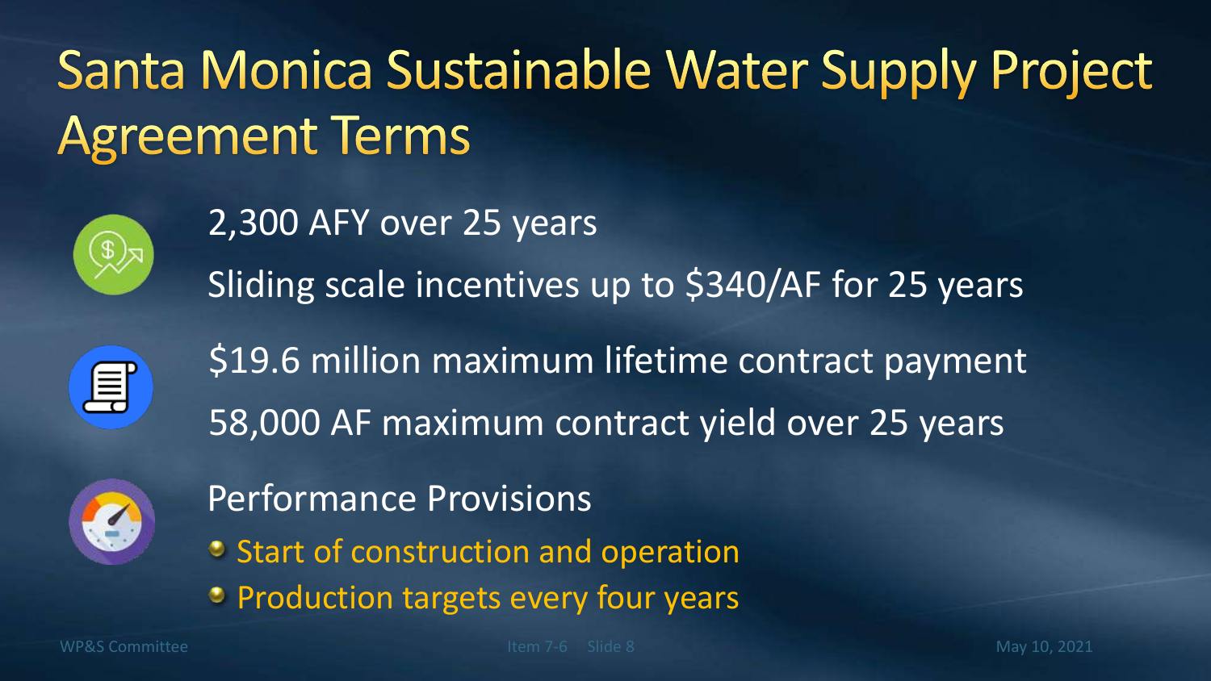# Santa Monica Sustainable Water Supply Project Agreement Terms

2,300 AFY over 25 years

Sliding scale incentives up to $340/AF for 25 years

$19.6 million maximum lifetime contract payment

58,000 AF maximum contract yield over 25 years

Performance Provisions

- Start of construction and operation
- Production targets every four years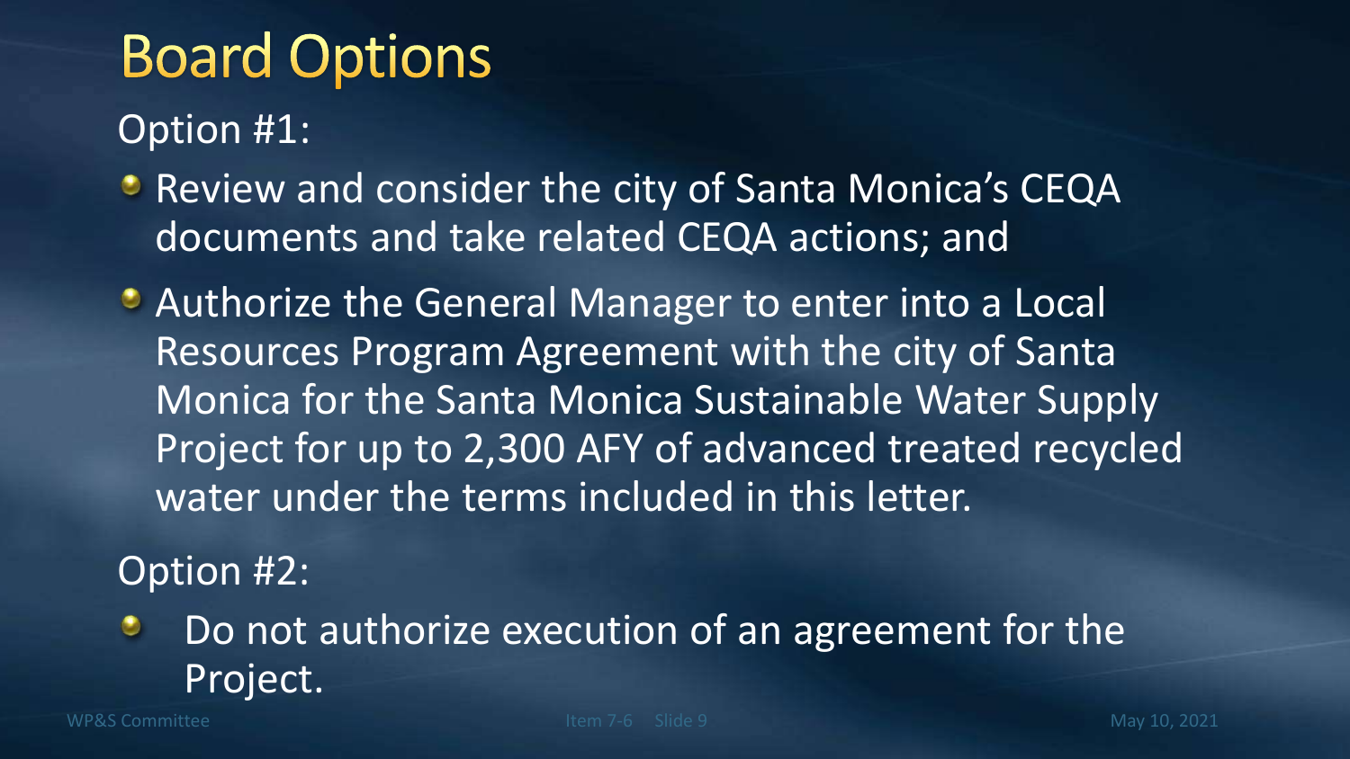# Board Options

Option #1:

- Review and consider the city of Santa Monica's CEQA documents and take related CEQA actions; and
- Authorize the General Manager to enter into a Local Resources Program Agreement with the city of Santa Monica for the Santa Monica Sustainable Water Supply Project for up to 2,300 AFY of advanced treated recycled water under the terms included in this letter.

Option #2:

- Do not authorize execution of an agreement for the Project.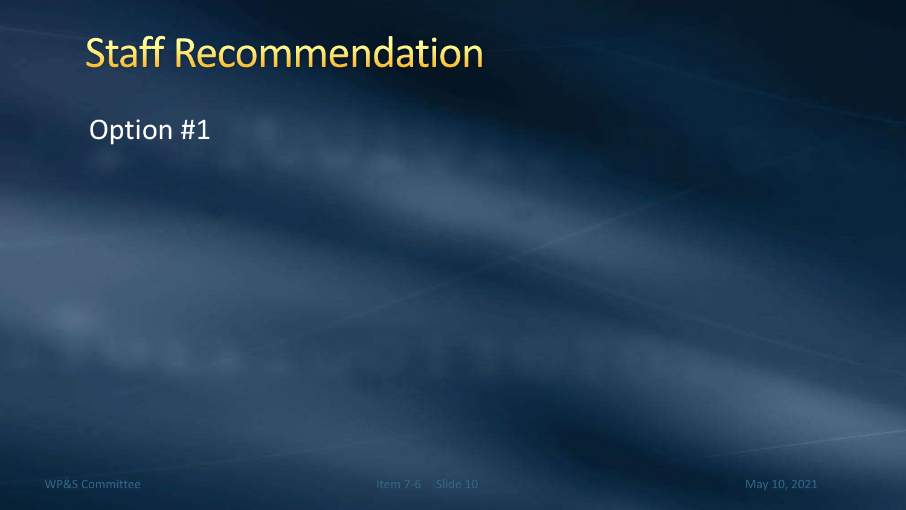# Staff Recommendation

Option #1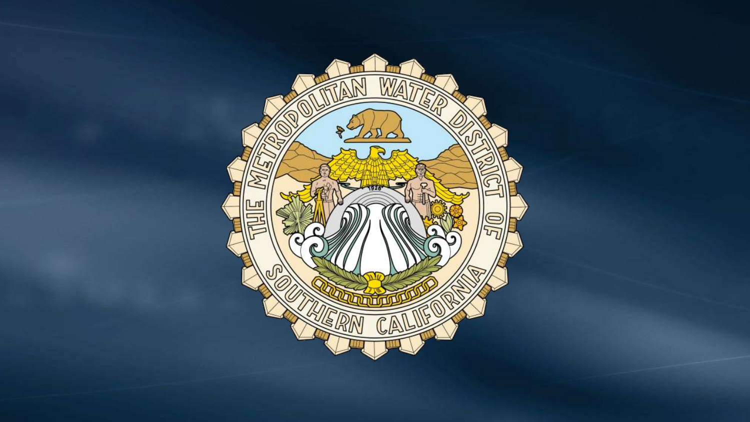THE METROPOLITAN WATER DISTRICT OF SOUTHERN CALIFORNIA

1928